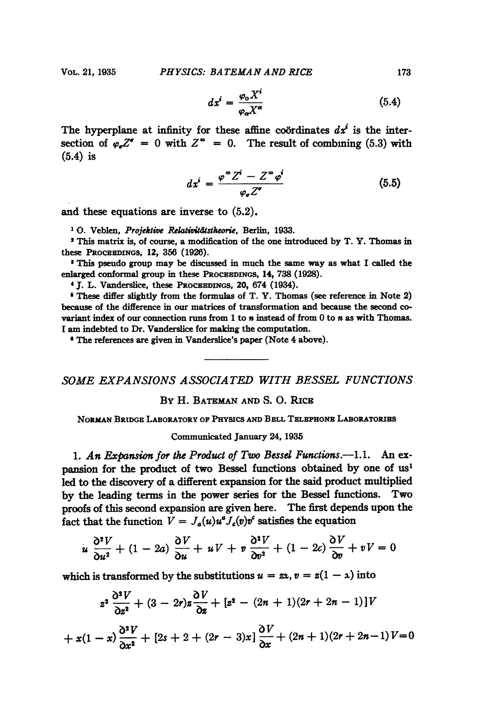$$dx^i = \frac{\varphi_0 X^i}{\varphi_\alpha X^\alpha} \tag{5.4}$$

The hyperplane at infinity for these affine coördinates $dx^i$ is the intersection of $\varphi_\sigma Z^\sigma = 0$ with $Z^\infty = 0$. The result of combining (5.3) with (5.4) is

$$dx^i = \frac{\varphi^\infty Z^i - Z^\infty \varphi^i}{\varphi_\sigma Z^\sigma} \tag{5.5}$$

and these equations are inverse to (5.2).

[1] O. Veblen, *Projektive Relativitätstheorie*, Berlin, 1933.

[2] This matrix is, of course, a modification of the one introduced by T. Y. Thomas in these PROCEEDINGS, 12, 356 (1926).

[3] This pseudo group may be discussed in much the same way as what I called the enlarged conformal group in these PROCEEDINGS, 14, 738 (1928).

[4] J. L. Vanderslice, these PROCEEDINGS, 20, 674 (1934).

[5] These differ slightly from the formulas of T. Y. Thomas (see reference in Note 2) because of the difference in our matrices of transformation and because the second covariant index of our connection runs from 1 to $n$ instead of from 0 to $n$ as with Thomas. I am indebted to Dr. Vanderslice for making the computation.

[6] The references are given in Vanderslice's paper (Note 4 above).

# SOME EXPANSIONS ASSOCIATED WITH BESSEL FUNCTIONS

By H. Bateman and S. O. Rice

Norman Bridge Laboratory of Physics and Bell Telephone Laboratories

Communicated January 24, 1935

## 1. *An Expansion for the Product of Two Bessel Functions.*

—1.1. An expansion for the product of two Bessel functions obtained by one of us[1] led to the discovery of a different expansion for the said product multiplied by the leading terms in the power series for the Bessel functions. Two proofs of this second expansion are given here. The first depends upon the fact that the function $V = J_a(u)u^a J_c(v)v^c$ satisfies the equation

$$u\frac{\partial^2 V}{\partial u^2} + (1 - 2a)\frac{\partial V}{\partial u} + uV + v\frac{\partial^2 V}{\partial v^2} + (1 - 2c)\frac{\partial V}{\partial v} + vV = 0$$

which is transformed by the substitutions $u = zx$, $v = z(1 - x)$ into

$$z^2\frac{\partial^2 V}{\partial z^2} + (3 - 2r)z\frac{\partial V}{\partial z} + [z^2 - (2n + 1)(2r + 2n - 1)]V$$

$$+ x(1 - x)\frac{\partial^2 V}{\partial x^2} + [2s + 2 + (2r - 3)x]\frac{\partial V}{\partial x} + (2n + 1)(2r + 2n - 1)V = 0$$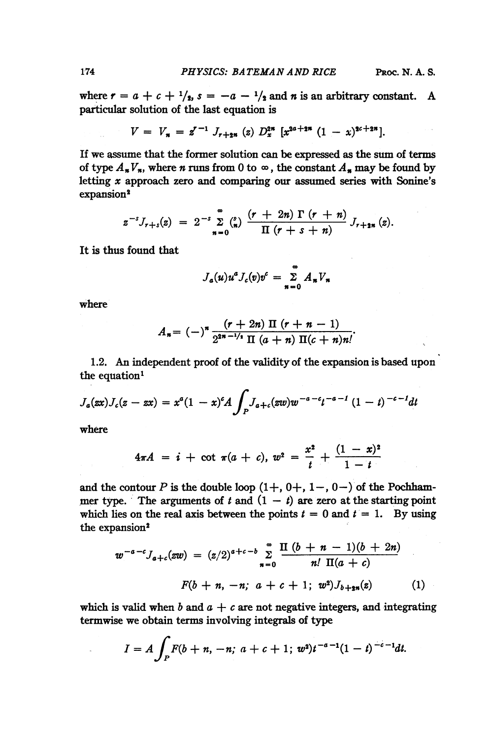where $r = a + c + {}^1/_2$, $s = -a - {}^1/_2$ and $n$ is an arbitrary constant. A particular solution of the last equation is

$$V = V_n = z^{-1} J_{r+2n}(z) D_x^{2n} [x^{2a+2n}(1-x)^{2c+2n}].$$

If we assume that the former solution can be expressed as the sum of terms of type $A_n V_n$, where $n$ runs from 0 to $\infty$, the constant $A_n$ may be found by letting $x$ approach zero and comparing our assumed series with Sonine's expansion[2]

$$z^{-s} J_{r+s}(z) = 2^{-s} \sum_{n=0}^{\infty} \binom{s}{n} \frac{(r+2n)\,\Gamma(r+n)}{\Pi(r+s+n)} J_{r+2n}(z).$$

It is thus found that

$$J_a(u)u^a J_c(v)v^c = \sum_{n=0}^{\infty} A_n V_n$$

where

$$A_n = (-)^n \frac{(r+2n)\,\Pi(r+n-1)}{2^{2n-{}^1/_2}\,\Pi(a+n)\,\Pi(c+n) n!}.$$

1.2. An independent proof of the validity of the expansion is based upon the equation[1]

$$J_a(zx)J_c(z-zx) = x^a(1-x)^c A \int_P J_{a+c}(zw) w^{-a-c} t^{-a-1}(1-t)^{-c-1} dt$$

where

$$4\pi A = i + \cot \pi(a+c),\ w^2 = \frac{x^2}{t} + \frac{(1-x)^2}{1-t}$$

and the contour $P$ is the double loop $(1+, 0+, 1-, 0-)$ of the Pochhammer type. The arguments of $t$ and $(1-t)$ are zero at the starting point which lies on the real axis between the points $t = 0$ and $t = 1$. By using the expansion[2]

$$w^{-a-c} J_{a+c}(zw) = (z/2)^{a+c-b} \sum_{n=0}^{\infty} \frac{\Pi(b+n-1)(b+2n)}{n!\,\Pi(a+c)}$$

$$F(b+n, -n;\ a+c+1;\ w^2) J_{b+2n}(z) \qquad (1)$$

which is valid when $b$ and $a + c$ are not negative integers, and integrating termwise we obtain terms involving integrals of type

$$I = A \int_P F(b+n, -n;\ a+c+1;\ w^2) t^{-a-1}(1-t)^{-c-1} dt.$$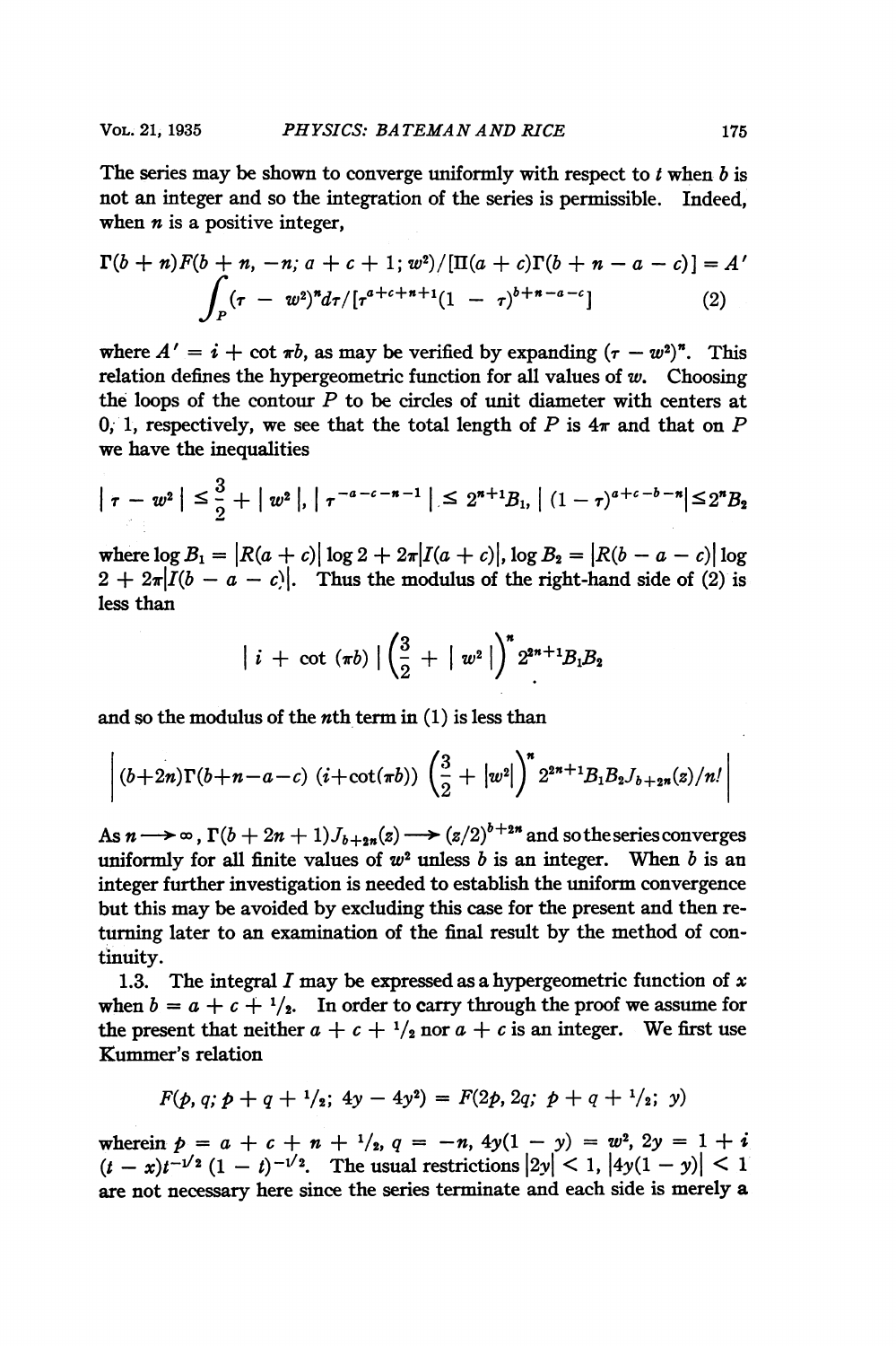The series may be shown to converge uniformly with respect to $t$ when $b$ is not an integer and so the integration of the series is permissible. Indeed, when $n$ is a positive integer,

$$\Gamma(b+n)F(b+n, -n; a+c+1; w^2)/[\Pi(a+c)\Gamma(b+n-a-c)] = A' \int_P (\tau - w^2)^n d\tau / [\tau^{a+c+n+1}(1-\tau)^{b+n-a-c}] \quad (2)$$

where $A' = i + \cot \pi b$, as may be verified by expanding $(\tau - w^2)^n$. This relation defines the hypergeometric function for all values of $w$. Choosing the loops of the contour $P$ to be circles of unit diameter with centers at 0, 1, respectively, we see that the total length of $P$ is $4\pi$ and that on $P$ we have the inequalities

$$|\tau - w^2| \leq \frac{3}{2} + |w^2|, \; |\tau^{-a-c-n-1}| \leq 2^{n+1}B_1, \; |(1-\tau)^{a+c-b-n}| \leq 2^n B_2$$

where $\log B_1 = |R(a+c)| \log 2 + 2\pi |I(a+c)|$, $\log B_2 = |R(b-a-c)| \log 2 + 2\pi |I(b-a-c)|$. Thus the modulus of the right-hand side of (2) is less than

$$|i + \cot(\pi b)| \left(\frac{3}{2} + |w^2|\right)^n 2^{2n+1}B_1B_2$$

and so the modulus of the $n$th term in (1) is less than

$$\left| (b+2n)\Gamma(b+n-a-c)\,(i+\cot(\pi b)) \left(\frac{3}{2} + |w^2|\right)^n 2^{2n+1}B_1B_2J_{b+2n}(z)/n! \right|$$

As $n \longrightarrow \infty$, $\Gamma(b+2n+1)J_{b+2n}(z) \longrightarrow (z/2)^{b+2n}$ and so the series converges uniformly for all finite values of $w^2$ unless $b$ is an integer. When $b$ is an integer further investigation is needed to establish the uniform convergence but this may be avoided by excluding this case for the present and then returning later to an examination of the final result by the method of continuity.

1.3. The integral $I$ may be expressed as a hypergeometric function of $x$ when $b = a + c + 1/2$. In order to carry through the proof we assume for the present that neither $a + c + 1/2$ nor $a + c$ is an integer. We first use Kummer's relation

$$F(p, q; p+q+1/2; 4y-4y^2) = F(2p, 2q; p+q+1/2; y)$$

wherein $p = a + c + n + 1/2$, $q = -n$, $4y(1-y) = w^2$, $2y = 1 + i(t-x)t^{-1/2}(1-t)^{-1/2}$. The usual restrictions $|2y| < 1$, $|4y(1-y)| < 1$ are not necessary here since the series terminate and each side is merely a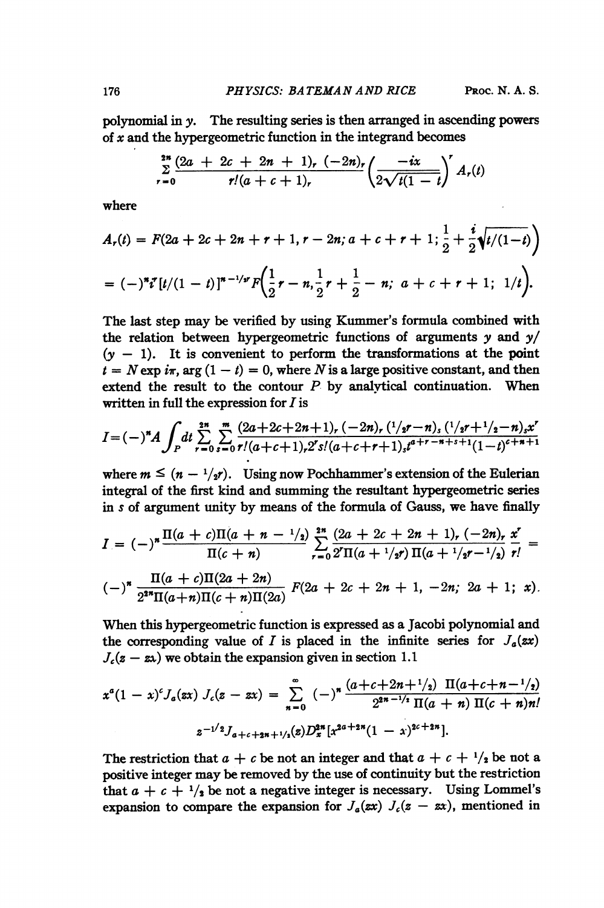polynomial in $y$. The resulting series is then arranged in ascending powers of $x$ and the hypergeometric function in the integrand becomes

$$\sum_{r=0}^{2n} \frac{(2a + 2c + 2n + 1)_r \, (-2n)_r}{r!(a + c + 1)_r} \left(\frac{-ix}{2\sqrt{t(1-t)}}\right)^r A_r(t)$$

where

$$A_r(t) = F\left(2a + 2c + 2n + r + 1, r - 2n; a + c + r + 1; \frac{1}{2} + \frac{i}{2}\sqrt{t/(1-t)}\right)$$

$$= (-)^n i^r [t/(1-t)]^{n - 1/2 r} F\left(\frac{1}{2}r - n, \frac{1}{2}r + \frac{1}{2} - n; \; a + c + r + 1; \; 1/t\right).$$

The last step may be verified by using Kummer's formula combined with the relation between hypergeometric functions of arguments $y$ and $y/(y-1)$. It is convenient to perform the transformations at the point $t = N \exp i\pi$, $\arg(1-t) = 0$, where $N$ is a large positive constant, and then extend the result to the contour $P$ by analytical continuation. When written in full the expression for $I$ is

$$I = (-)^n A \int_P dt \sum_{r=0}^{2n} \sum_{s=0}^{m} \frac{(2a+2c+2n+1)_r \, (-2n)_r \, (^1/_2 r - n)_s \, (^1/_2 r + ^1/_2 - n)_s x^r}{r!(a+c+1)_r 2^r s!(a+c+r+1)_s t^{a+r-n+s+1}(1-t)^{c+n+1}}$$

where $m \leq (n - {}^1/_2 r)$. Using now Pochhammer's extension of the Eulerian integral of the first kind and summing the resultant hypergeometric series in $s$ of argument unity by means of the formula of Gauss, we have finally

$$I = (-)^n \frac{\Pi(a+c)\Pi(a + n - {}^1/_2)}{\Pi(c+n)} \sum_{r=0}^{2n} \frac{(2a + 2c + 2n + 1)_r \, (-2n)_r}{2^r \Pi(a + {}^1/_2 r) \, \Pi(a + {}^1/_2 r - {}^1/_2)} \frac{x^r}{r!} =$$

$$(-)^n \frac{\Pi(a+c)\Pi(2a+2n)}{2^{2n}\Pi(a+n)\Pi(c+n)\Pi(2a)} F(2a + 2c + 2n + 1, -2n; \; 2a + 1; \; x).$$

When this hypergeometric function is expressed as a Jacobi polynomial and the corresponding value of $I$ is placed in the infinite series for $J_a(zx) J_c(z - zx)$ we obtain the expansion given in section 1.1

$$x^a(1-x)^c J_a(zx) \, J_c(z - zx) = \sum_{n=0}^{\infty} (-)^n \frac{(a+c+2n+{}^1/_2) \; \Pi(a+c+n-{}^1/_2)}{2^{2n - 1/2} \, \Pi(a+n) \, \Pi(c+n) n!}$$

$$z^{-1/2} J_{a+c+2n+1/2}(z) D_x^{2n} [x^{2a+2n}(1-x)^{2c+2n}].$$

The restriction that $a + c$ be not an integer and that $a + c + {}^1/_2$ be not a positive integer may be removed by the use of continuity but the restriction that $a + c + {}^1/_2$ be not a negative integer is necessary. Using Lommel's expansion to compare the expansion for $J_a(zx) \, J_c(z - zx)$, mentioned in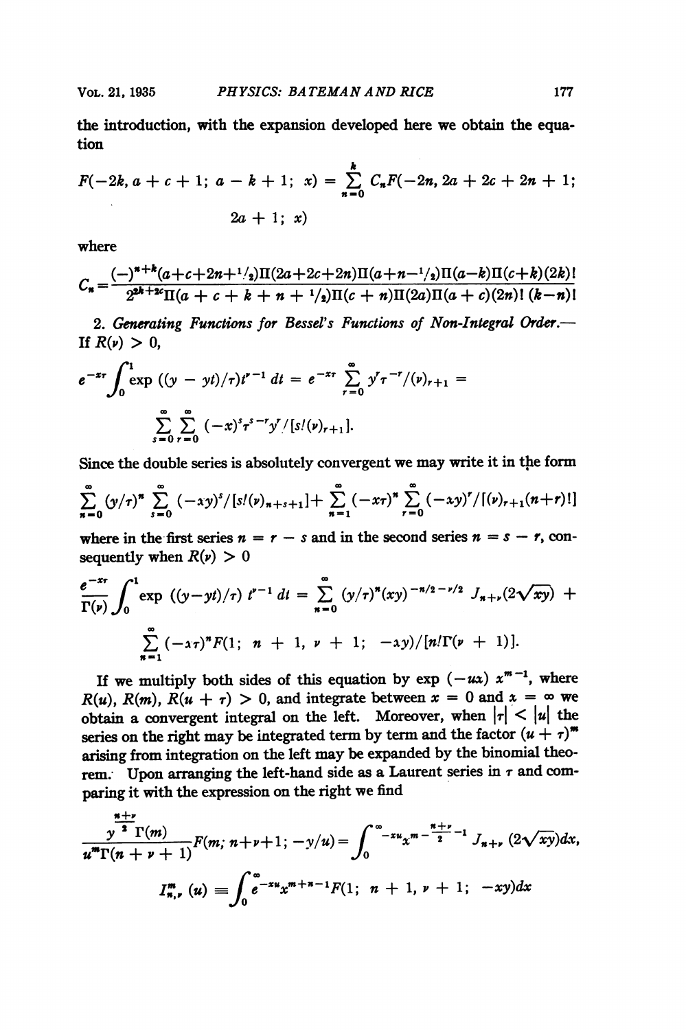the introduction, with the expansion developed here we obtain the equation

$$F(-2k, a + c + 1;\ a - k + 1;\ x) = \sum_{n=0}^{k} C_n F(-2n, 2a + 2c + 2n + 1;\ 2a + 1;\ x)$$

where

$$C_n = \frac{(-)^{n+k}(a+c+2n+{}^1/_2)\Pi(2a+2c+2n)\Pi(a+n-{}^1/_2)\Pi(a-k)\Pi(c+k)(2k)!}{2^{2k+2c}\Pi(a + c + k + n + {}^1/_2)\Pi(c + n)\Pi(2a)\Pi(a + c)(2n)!\ (k-n)!}$$

2. *Generating Functions for Bessel's Functions of Non-Integral Order.*—If $R(\nu) > 0$,

$$e^{-x\tau}\int_0^1 \exp\ ((y - yt)/\tau)t^{\nu-1}\,dt = e^{-x\tau}\sum_{r=0}^{\infty} y^r\tau^{-r}/(\nu)_{r+1} =$$

$$\sum_{s=0}^{\infty}\sum_{r=0}^{\infty}(-x)^s\tau^{s-r}y^r/[s!(\nu)_{r+1}].$$

Since the double series is absolutely convergent we may write it in the form

$$\sum_{n=0}^{\infty}(y/\tau)^n\sum_{s=0}^{\infty}(-xy)^s/[s!(\nu)_{n+s+1}] + \sum_{n=1}^{\infty}(-x\tau)^n\sum_{r=0}^{\infty}(-xy)^r/[(\nu)_{r+1}(n+r)!]$$

where in the first series $n = r - s$ and in the second series $n = s - r$, consequently when $R(\nu) > 0$

$$\frac{e^{-x\tau}}{\Gamma(\nu)}\int_0^1 \exp\ ((y-yt)/\tau)\ t^{\nu-1}\,dt = \sum_{n=0}^{\infty}(y/\tau)^n(xy)^{-n/2-\nu/2}\ J_{n+\nu}(2\sqrt{xy}) +$$

$$\sum_{n=1}^{\infty}(-x\tau)^n F(1;\ n + 1,\ \nu + 1;\ -xy)/[n!\Gamma(\nu + 1)].$$

If we multiply both sides of this equation by $\exp\ (-ux)\ x^{m-1}$, where $R(u)$, $R(m)$, $R(u + \tau) > 0$, and integrate between $x = 0$ and $x = \infty$ we obtain a convergent integral on the left. Moreover, when $|\tau| < |u|$ the series on the right may be integrated term by term and the factor $(u + \tau)^m$ arising from integration on the left may be expanded by the binomial theorem. Upon arranging the left-hand side as a Laurent series in $\tau$ and comparing it with the expression on the right we find

$$\frac{y^{\frac{n+\nu}{2}}\Gamma(m)}{u^m\Gamma(n + \nu + 1)}F(m;\ n+\nu+1;\ -y/u) = \int_0^{\infty} e^{-xu}x^{m-\frac{n+\nu}{2}-1}\ J_{n+\nu}\ (2\sqrt{xy})dx,$$

$$I^m_{n,\nu}\ (u) \equiv \int_0^{\infty} e^{-xu}x^{m+n-1}F(1;\ n + 1,\ \nu + 1;\ -xy)dx$$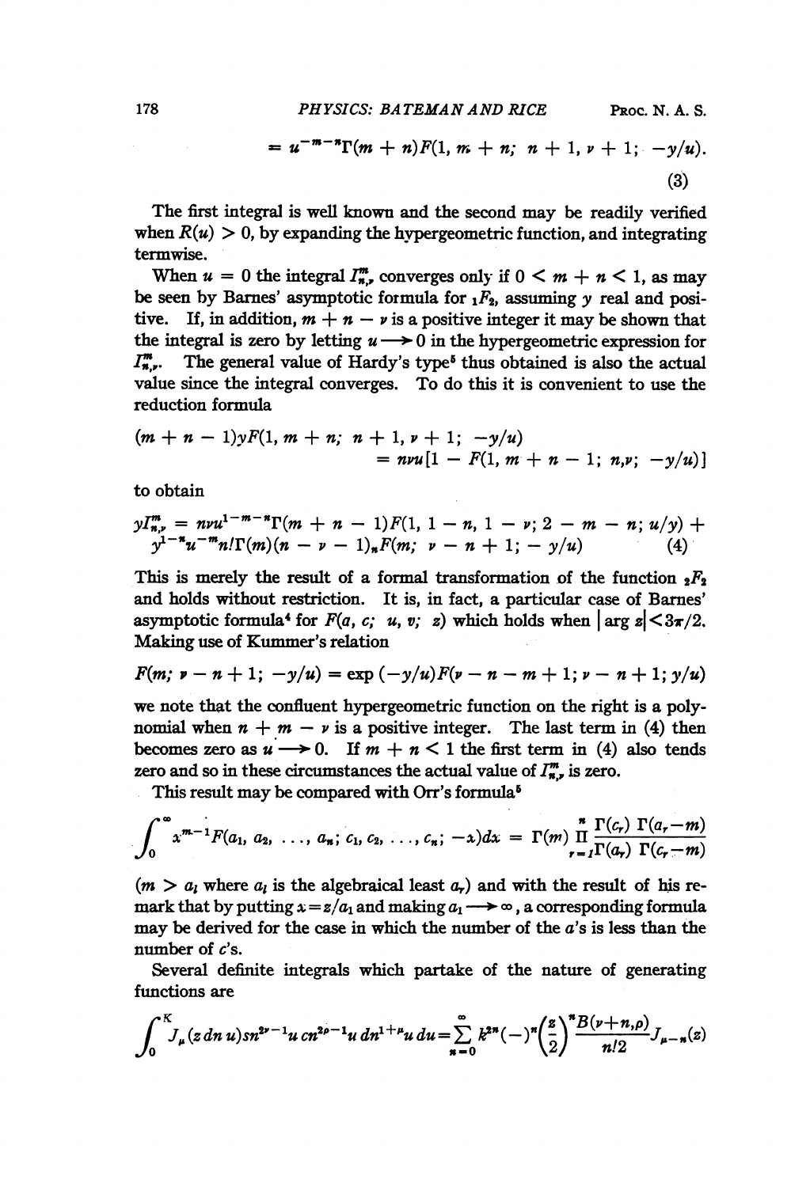$$= u^{-m-n}\Gamma(m+n)F(1, m+n;\; n+1, \nu+1;\; -y/u). \tag{3}$$

The first integral is well known and the second may be readily verified when $R(u) > 0$, by expanding the hypergeometric function, and integrating termwise.

When $u = 0$ the integral $I^m_{n,\nu}$ converges only if $0 < m + n < 1$, as may be seen by Barnes' asymptotic formula for ${}_1F_2$, assuming $y$ real and positive. If, in addition, $m + n - \nu$ is a positive integer it may be shown that the integral is zero by letting $u \longrightarrow 0$ in the hypergeometric expression for $I^m_{n,\nu}$. The general value of Hardy's type[5] thus obtained is also the actual value since the integral converges. To do this it is convenient to use the reduction formula

$$(m+n-1)yF(1, m+n;\; n+1, \nu+1;\; -y/u) = n\nu u[1 - F(1, m+n-1;\; n, \nu;\; -y/u)]$$

to obtain

$$yI^m_{n,\nu} = n\nu u^{1-m-n}\Gamma(m+n-1)F(1, 1-n, 1-\nu;\; 2-m-n;\; u/y) + y^{1-n}u^{-m}n!\Gamma(m)(n-\nu-1)_n F(m;\; \nu-n+1;\; -y/u) \tag{4}$$

This is merely the result of a formal transformation of the function ${}_2F_2$ and holds without restriction. It is, in fact, a particular case of Barnes' asymptotic formula[4] for $F(a, c;\; u, v;\; z)$ which holds when $|\arg z| < 3\pi/2$. Making use of Kummer's relation

$$F(m;\; \nu-n+1;\; -y/u) = \exp(-y/u)F(\nu-n-m+1;\; \nu-n+1;\; y/u)$$

we note that the confluent hypergeometric function on the right is a polynomial when $n + m - \nu$ is a positive integer. The last term in (4) then becomes zero as $u \longrightarrow 0$. If $m + n < 1$ the first term in (4) also tends zero and so in these circumstances the actual value of $I^m_{n,\nu}$ is zero.

This result may be compared with Orr's formula[5]

$$\int_0^\infty x^{m-1}F(a_1, a_2, \ldots, a_n;\; c_1, c_2, \ldots, c_n;\; -x)dx = \Gamma(m)\prod_{r=1}^{n}\frac{\Gamma(c_r)}{\Gamma(a_r)}\frac{\Gamma(a_r-m)}{\Gamma(c_r-m)}$$

($m > a_l$ where $a_l$ is the algebraical least $a_r$) and with the result of his remark that by putting $x = z/a_1$ and making $a_1 \longrightarrow \infty$, a corresponding formula may be derived for the case in which the number of the $a$'s is less than the number of $c$'s.

Several definite integrals which partake of the nature of generating functions are

$$\int_0^K J_\mu(z\,\mathrm{dn}\,u)\mathrm{sn}^{2\nu-1}u\,\mathrm{cn}^{2\rho-1}u\,\mathrm{dn}^{1+\mu}u\,du = \sum_{n=0}^{\infty} k^{2n}(-)^n\left(\frac{z}{2}\right)^n\frac{B(\nu+n,\rho)}{n!2}J_{\mu-n}(z)$$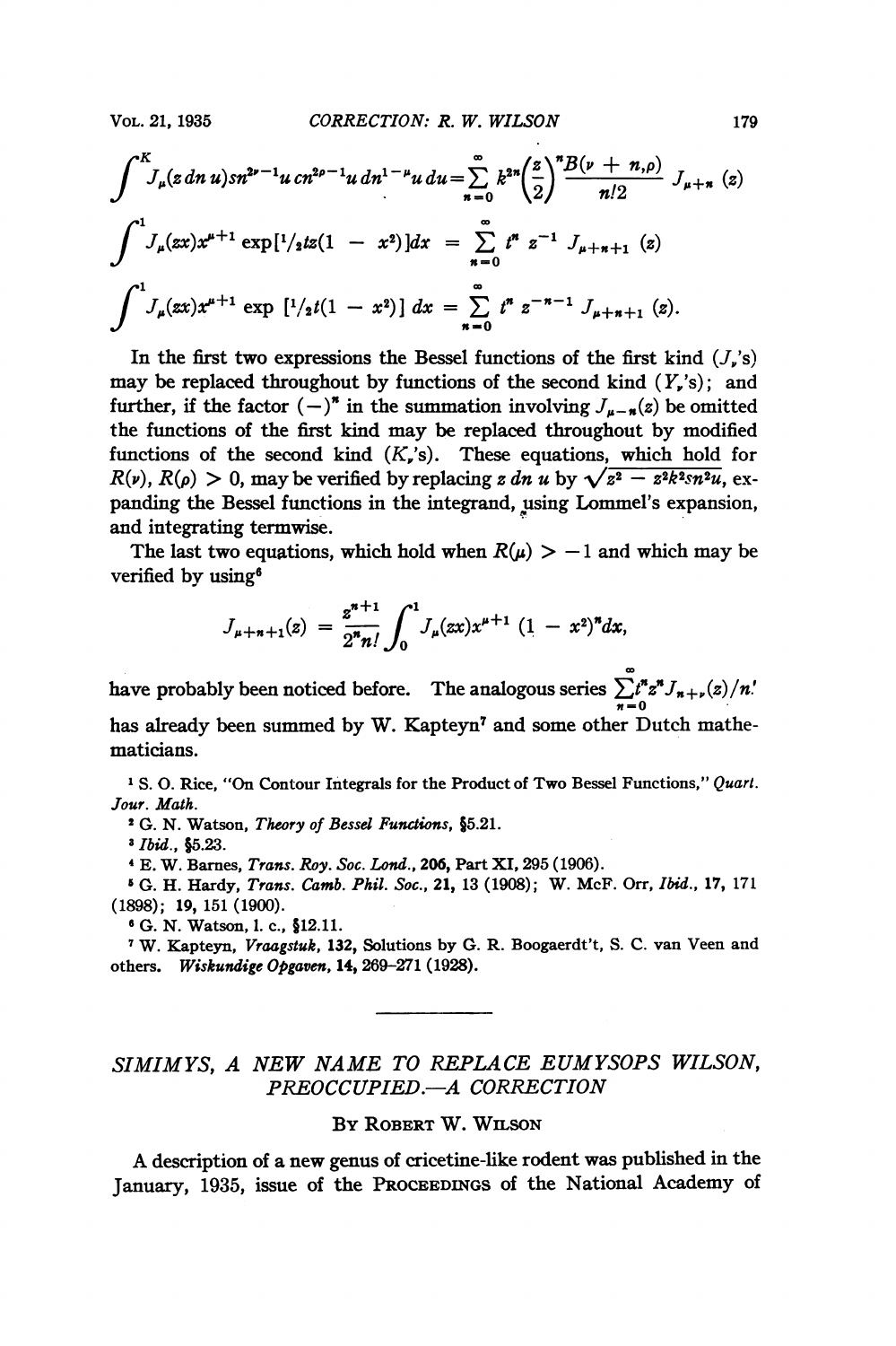$$\int^{K} J_\mu(z\, dn\, u) sn^{2\nu-1}u\, cn^{2\rho-1}u\, dn^{1-\mu}u\, du = \sum_{n=0}^{\infty} k^{2n}\left(\frac{z}{2}\right)^n \frac{B(\nu+n,\rho)}{n!2} J_{\mu+n}(z)$$

$$\int^{1} J_\mu(zx)x^{\mu+1} \exp[{}^1/{}_2 tz(1-x^2)]dx = \sum_{n=0}^{\infty} t^n z^{-1} J_{\mu+n+1}(z)$$

$$\int^{1} J_\mu(zx)x^{\mu+1} \exp[{}^1/{}_2 t(1-x^2)]\, dx = \sum_{n=0}^{\infty} t^n z^{-n-1} J_{\mu+n+1}(z).$$

In the first two expressions the Bessel functions of the first kind ($J_\nu$'s) may be replaced throughout by functions of the second kind ($Y_\nu$'s); and further, if the factor $(-)^n$ in the summation involving $J_{\mu-n}(z)$ be omitted the functions of the first kind may be replaced throughout by modified functions of the second kind ($K_\nu$'s). These equations, which hold for $R(\nu)$, $R(\rho) > 0$, may be verified by replacing $z\, dn\, u$ by $\sqrt{z^2 - z^2k^2sn^2u}$, expanding the Bessel functions in the integrand, using Lommel's expansion, and integrating termwise.

The last two equations, which hold when $R(\mu) > -1$ and which may be verified by using[6]

$$J_{\mu+n+1}(z) = \frac{z^{n+1}}{2^n n!}\int_0^1 J_\mu(zx)x^{\mu+1}(1-x^2)^n dx,$$

have probably been noticed before. The analogous series $\sum_{n=0}^{\infty} t^n z^n J_{n+\nu}(z)/n!$ has already been summed by W. Kapteyn[7] and some other Dutch mathematicians.

[1] S. O. Rice, "On Contour Integrals for the Product of Two Bessel Functions," *Quart. Jour. Math.*

[2] G. N. Watson, *Theory of Bessel Functions*, §5.21.

[3] *Ibid.*, §5.23.

[4] E. W. Barnes, *Trans. Roy. Soc. Lond.*, **206**, Part XI, 295 (1906).

[5] G. H. Hardy, *Trans. Camb. Phil. Soc.*, **21**, 13 (1908); W. McF. Orr, *Ibid.*, **17**, 171 (1898); **19**, 151 (1900).

[6] G. N. Watson, l. c., §12.11.

[7] W. Kapteyn, *Vraagstuk*, **132**, Solutions by G. R. Boogaerdt't, S. C. van Veen and others. *Wiskundige Opgaven*, **14**, 269–271 (1928).

---

## *SIMIMYS, A NEW NAME TO REPLACE EUMYSOPS WILSON, PREOCCUPIED.—A CORRECTION*

By Robert W. Wilson

A description of a new genus of cricetine-like rodent was published in the January, 1935, issue of the Proceedings of the National Academy of